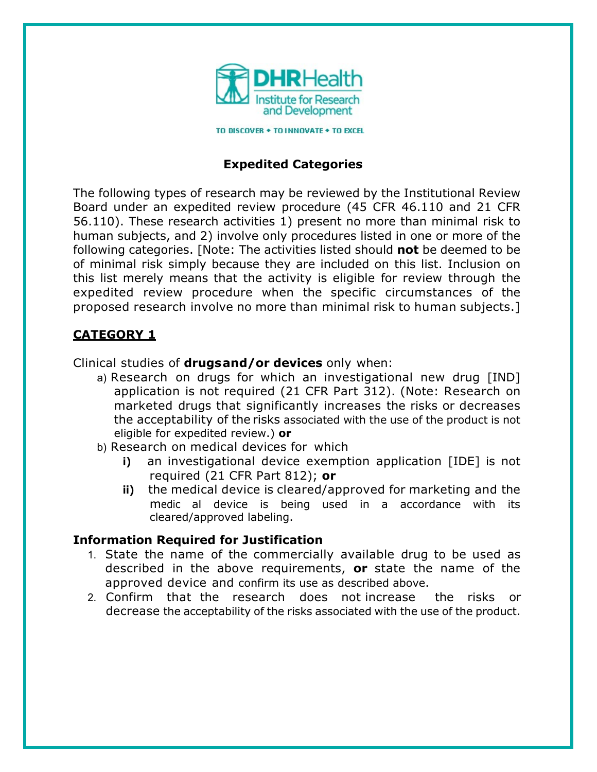DHRHealth Institute for Research and Development

TO DISCOVER • TO INNOVATE • TO EXCEL

# Expedited Categories

The following types of research may be reviewed by the Institutional Review Board under an expedited review procedure (45 CFR 46.110 and 21 CFR 56.110). These research activities 1) present no more than minimal risk to human subjects, and 2) involve only procedures listed in one or more of the following categories. [Note: The activities listed should **not** be deemed to be of minimal risk simply because they are included on this list. Inclusion on this list merely means that the activity is eligible for review through the expedited review procedure when the specific circumstances of the proposed research involve no more than minimal risk to human subjects.]

## CATEGORY 1

Clinical studies of **drugsand/or devices** only when:

a) Research on drugs for which an investigational new drug [IND] application is not required (21 CFR Part 312). (Note: Research on marketed drugs that significantly increases the risks or decreases the acceptability of the risks associated with the use of the product is not eligible for expedited review.) **or**

b) Research on medical devices for which
   - **i)** an investigational device exemption application [IDE] is not required (21 CFR Part 812); **or**
   - **ii)** the medical device is cleared/approved for marketing and the medic al device is being used in a accordance with its cleared/approved labeling.

### Information Required for Justification

1. State the name of the commercially available drug to be used as described in the above requirements, **or** state the name of the approved device and confirm its use as described above.
2. Confirm that the research does not increase the risks or decrease the acceptability of the risks associated with the use of the product.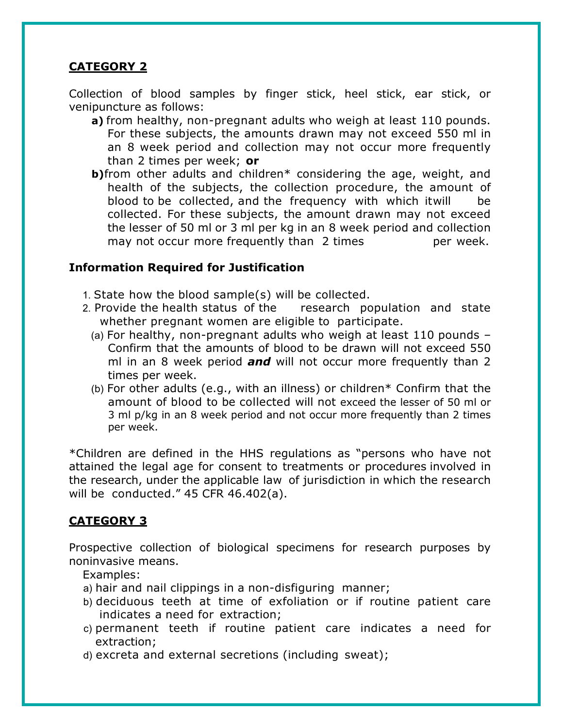## CATEGORY 2

Collection of blood samples by finger stick, heel stick, ear stick, or venipuncture as follows:

**a)** from healthy, non-pregnant adults who weigh at least 110 pounds. For these subjects, the amounts drawn may not exceed 550 ml in an 8 week period and collection may not occur more frequently than 2 times per week; **or**

**b)** from other adults and children* considering the age, weight, and health of the subjects, the collection procedure, the amount of blood to be collected, and the frequency with which itwill be collected. For these subjects, the amount drawn may not exceed the lesser of 50 ml or 3 ml per kg in an 8 week period and collection may not occur more frequently than 2 times per week.

### Information Required for Justification

1. State how the blood sample(s) will be collected.
2. Provide the health status of the research population and state whether pregnant women are eligible to participate.
   (a) For healthy, non-pregnant adults who weigh at least 110 pounds – Confirm that the amounts of blood to be drawn will not exceed 550 ml in an 8 week period ***and*** will not occur more frequently than 2 times per week.
   (b) For other adults (e.g., with an illness) or children* Confirm that the amount of blood to be collected will not exceed the lesser of 50 ml or 3 ml p/kg in an 8 week period and not occur more frequently than 2 times per week.

*Children are defined in the HHS regulations as "persons who have not attained the legal age for consent to treatments or procedures involved in the research, under the applicable law of jurisdiction in which the research will be conducted." 45 CFR 46.402(a).

## CATEGORY 3

Prospective collection of biological specimens for research purposes by noninvasive means.

Examples:

a) hair and nail clippings in a non-disfiguring manner;
b) deciduous teeth at time of exfoliation or if routine patient care indicates a need for extraction;
c) permanent teeth if routine patient care indicates a need for extraction;
d) excreta and external secretions (including sweat);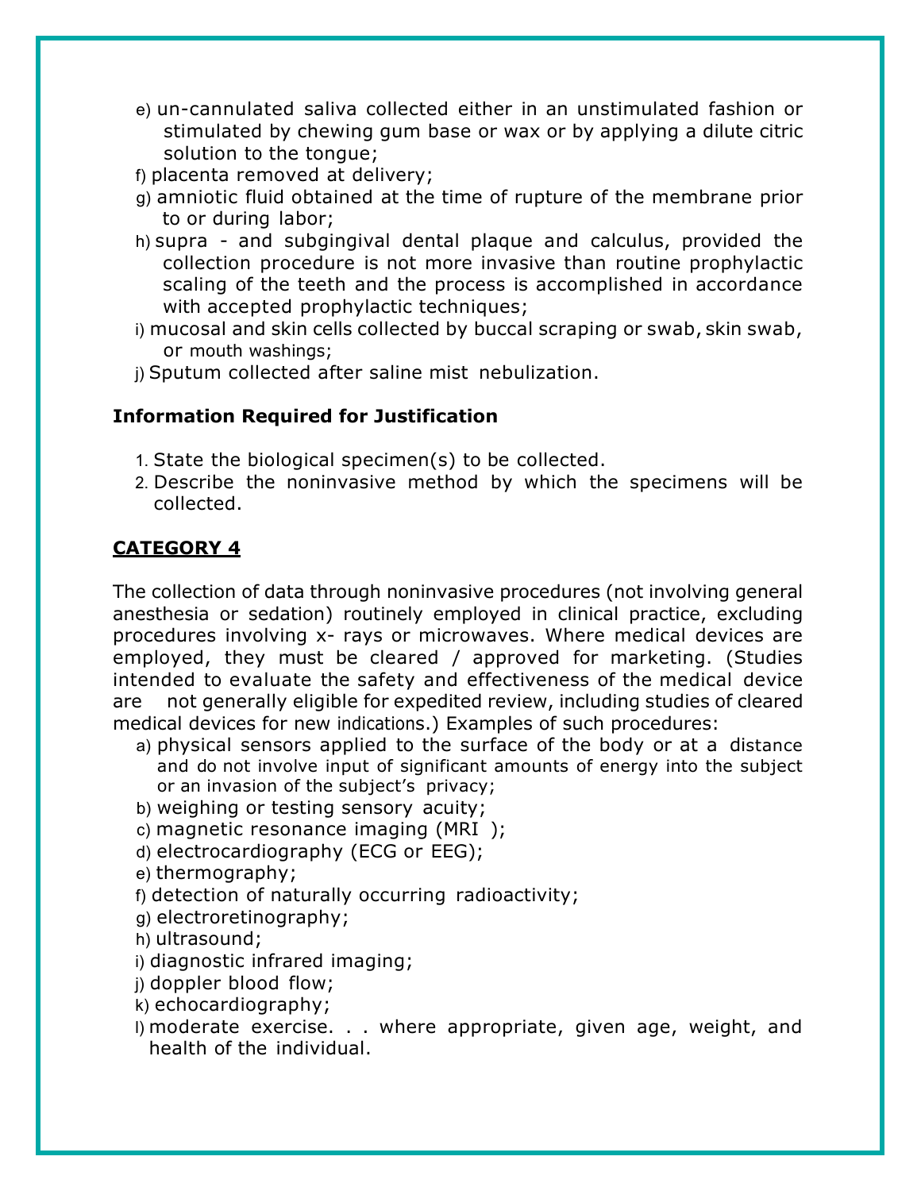e) un-cannulated saliva collected either in an unstimulated fashion or stimulated by chewing gum base or wax or by applying a dilute citric solution to the tongue;
f) placenta removed at delivery;
g) amniotic fluid obtained at the time of rupture of the membrane prior to or during labor;
h) supra - and subgingival dental plaque and calculus, provided the collection procedure is not more invasive than routine prophylactic scaling of the teeth and the process is accomplished in accordance with accepted prophylactic techniques;
i) mucosal and skin cells collected by buccal scraping or swab, skin swab, or mouth washings;
j) Sputum collected after saline mist nebulization.

**Information Required for Justification**

1. State the biological specimen(s) to be collected.
2. Describe the noninvasive method by which the specimens will be collected.

**<u>CATEGORY 4</u>**

The collection of data through noninvasive procedures (not involving general anesthesia or sedation) routinely employed in clinical practice, excluding procedures involving x- rays or microwaves. Where medical devices are employed, they must be cleared / approved for marketing. (Studies intended to evaluate the safety and effectiveness of the medical device are not generally eligible for expedited review, including studies of cleared medical devices for new indications.) Examples of such procedures:

a) physical sensors applied to the surface of the body or at a distance and do not involve input of significant amounts of energy into the subject or an invasion of the subject's privacy;
b) weighing or testing sensory acuity;
c) magnetic resonance imaging (MRI );
d) electrocardiography (ECG or EEG);
e) thermography;
f) detection of naturally occurring radioactivity;
g) electroretinography;
h) ultrasound;
i) diagnostic infrared imaging;
j) doppler blood flow;
k) echocardiography;
l) moderate exercise. . . where appropriate, given age, weight, and health of the individual.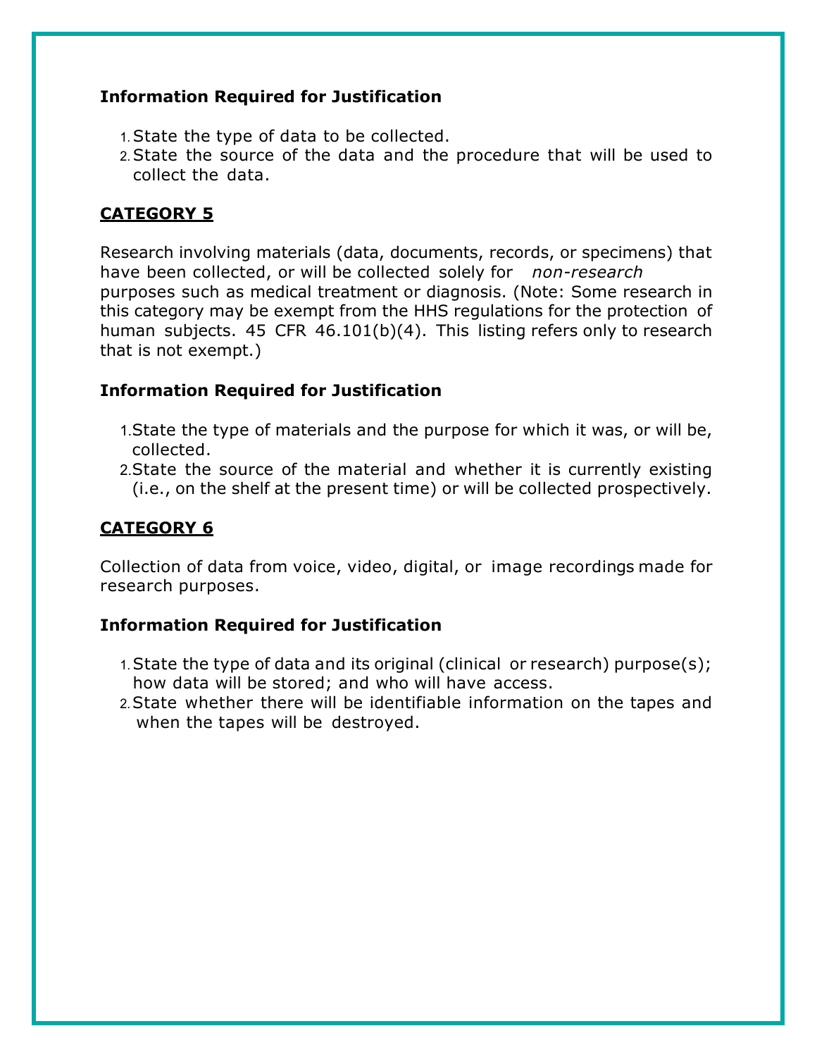**Information Required for Justification**

1. State the type of data to be collected.
2. State the source of the data and the procedure that will be used to collect the data.

**CATEGORY 5**

Research involving materials (data, documents, records, or specimens) that have been collected, or will be collected solely for *non-research* purposes such as medical treatment or diagnosis. (Note: Some research in this category may be exempt from the HHS regulations for the protection of human subjects. 45 CFR 46.101(b)(4). This listing refers only to research that is not exempt.)

**Information Required for Justification**

1. State the type of materials and the purpose for which it was, or will be, collected.
2. State the source of the material and whether it is currently existing (i.e., on the shelf at the present time) or will be collected prospectively.

**CATEGORY 6**

Collection of data from voice, video, digital, or image recordings made for research purposes.

**Information Required for Justification**

1. State the type of data and its original (clinical or research) purpose(s); how data will be stored; and who will have access.
2. State whether there will be identifiable information on the tapes and when the tapes will be destroyed.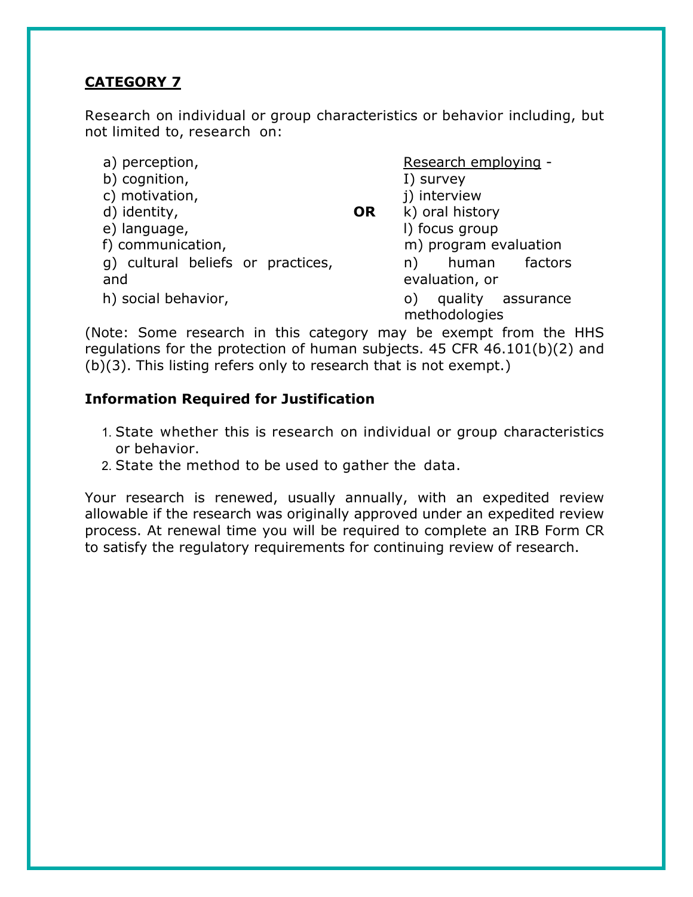**CATEGORY 7**

Research on individual or group characteristics or behavior including, but not limited to, research on:

a) perception,
b) cognition,
c) motivation,
d) identity,
e) language,
f) communication,
g) cultural beliefs or practices, and
h) social behavior,

**OR**

Research employing -
I) survey
j) interview
k) oral history
l) focus group
m) program evaluation
n) human factors evaluation, or
o) quality assurance methodologies

(Note: Some research in this category may be exempt from the HHS regulations for the protection of human subjects. 45 CFR 46.101(b)(2) and (b)(3). This listing refers only to research that is not exempt.)

**Information Required for Justification**

1. State whether this is research on individual or group characteristics or behavior.
2. State the method to be used to gather the data.

Your research is renewed, usually annually, with an expedited review allowable if the research was originally approved under an expedited review process. At renewal time you will be required to complete an IRB Form CR to satisfy the regulatory requirements for continuing review of research.